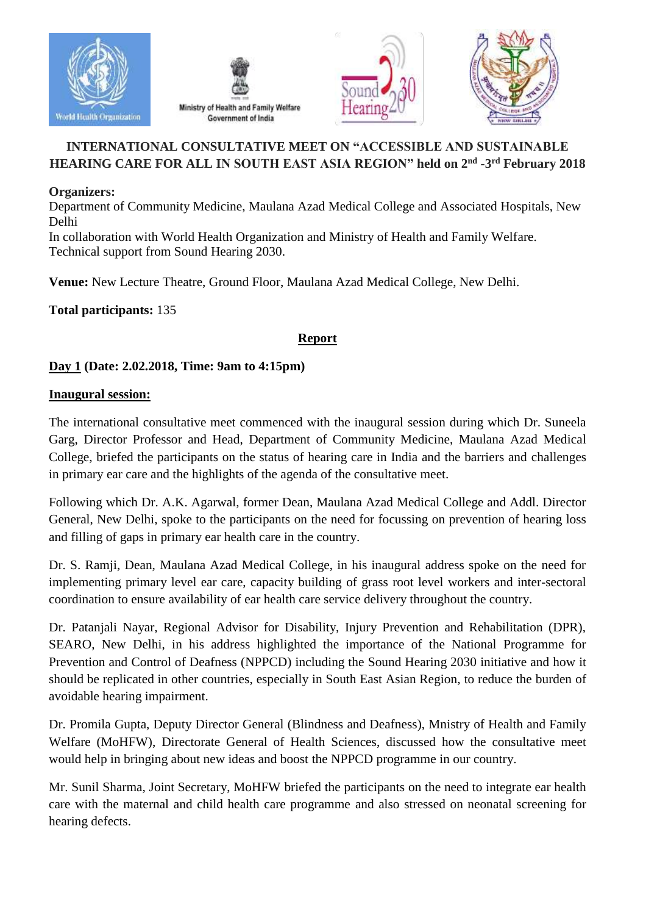# INTERNATIONAL CONSULTATIVE MEET ON "ACCESSIBLE AND SUSTAINABLE HEARING CARE FOR ALL IN SOUTH EAST ASIA REGION" held on 2nd -3rd February 2018

**Organizers:**
Department of Community Medicine, Maulana Azad Medical College and Associated Hospitals, New Delhi
In collaboration with World Health Organization and Ministry of Health and Family Welfare.
Technical support from Sound Hearing 2030.

**Venue:** New Lecture Theatre, Ground Floor, Maulana Azad Medical College, New Delhi.

**Total participants:** 135

## Report

### Day 1 (Date: 2.02.2018, Time: 9am to 4:15pm)

### Inaugural session:

The international consultative meet commenced with the inaugural session during which Dr. Suneela Garg, Director Professor and Head, Department of Community Medicine, Maulana Azad Medical College, briefed the participants on the status of hearing care in India and the barriers and challenges in primary ear care and the highlights of the agenda of the consultative meet.

Following which Dr. A.K. Agarwal, former Dean, Maulana Azad Medical College and Addl. Director General, New Delhi, spoke to the participants on the need for focussing on prevention of hearing loss and filling of gaps in primary ear health care in the country.

Dr. S. Ramji, Dean, Maulana Azad Medical College, in his inaugural address spoke on the need for implementing primary level ear care, capacity building of grass root level workers and inter-sectoral coordination to ensure availability of ear health care service delivery throughout the country.

Dr. Patanjali Nayar, Regional Advisor for Disability, Injury Prevention and Rehabilitation (DPR), SEARO, New Delhi, in his address highlighted the importance of the National Programme for Prevention and Control of Deafness (NPPCD) including the Sound Hearing 2030 initiative and how it should be replicated in other countries, especially in South East Asian Region, to reduce the burden of avoidable hearing impairment.

Dr. Promila Gupta, Deputy Director General (Blindness and Deafness), Mnistry of Health and Family Welfare (MoHFW), Directorate General of Health Sciences, discussed how the consultative meet would help in bringing about new ideas and boost the NPPCD programme in our country.

Mr. Sunil Sharma, Joint Secretary, MoHFW briefed the participants on the need to integrate ear health care with the maternal and child health care programme and also stressed on neonatal screening for hearing defects.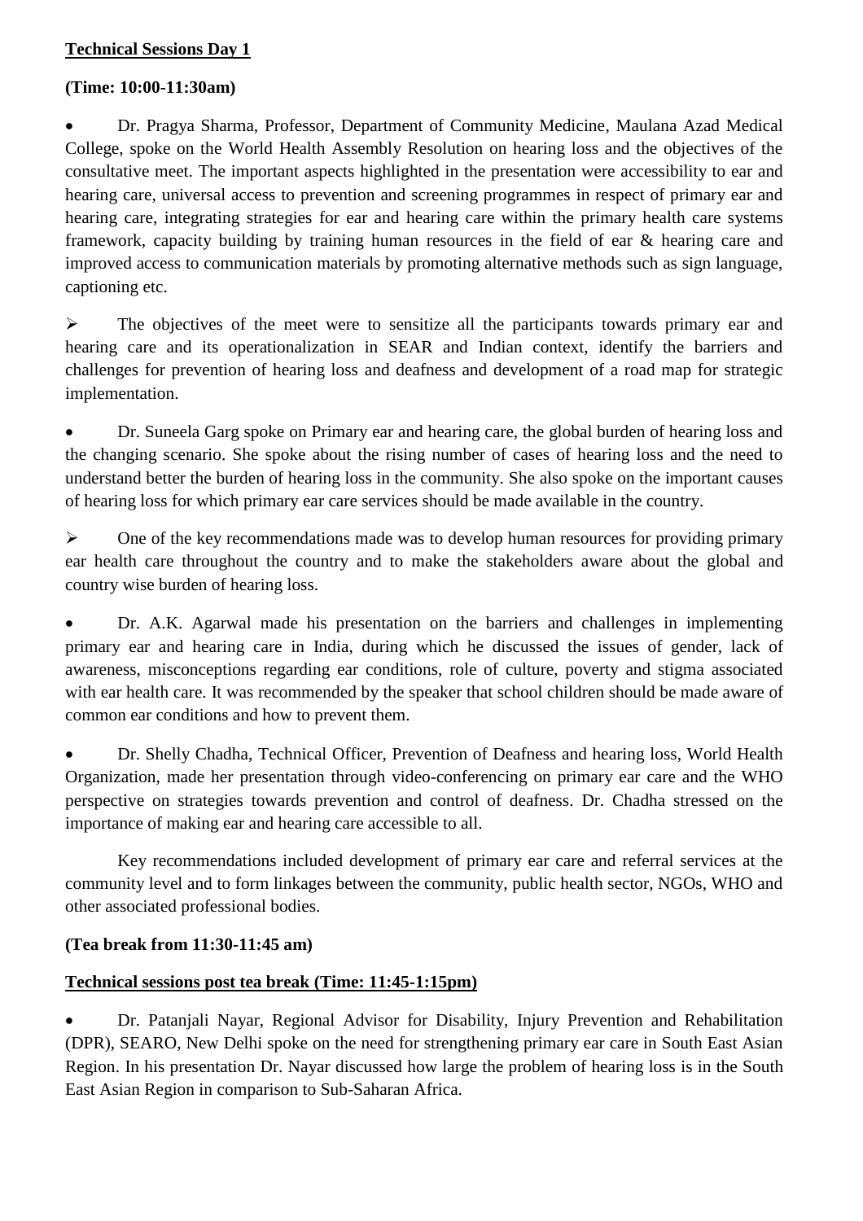**Technical Sessions Day 1**

**(Time: 10:00-11:30am)**

- Dr. Pragya Sharma, Professor, Department of Community Medicine, Maulana Azad Medical College, spoke on the World Health Assembly Resolution on hearing loss and the objectives of the consultative meet. The important aspects highlighted in the presentation were accessibility to ear and hearing care, universal access to prevention and screening programmes in respect of primary ear and hearing care, integrating strategies for ear and hearing care within the primary health care systems framework, capacity building by training human resources in the field of ear & hearing care and improved access to communication materials by promoting alternative methods such as sign language, captioning etc.

➢ The objectives of the meet were to sensitize all the participants towards primary ear and hearing care and its operationalization in SEAR and Indian context, identify the barriers and challenges for prevention of hearing loss and deafness and development of a road map for strategic implementation.

- Dr. Suneela Garg spoke on Primary ear and hearing care, the global burden of hearing loss and the changing scenario. She spoke about the rising number of cases of hearing loss and the need to understand better the burden of hearing loss in the community. She also spoke on the important causes of hearing loss for which primary ear care services should be made available in the country.

➢ One of the key recommendations made was to develop human resources for providing primary ear health care throughout the country and to make the stakeholders aware about the global and country wise burden of hearing loss.

- Dr. A.K. Agarwal made his presentation on the barriers and challenges in implementing primary ear and hearing care in India, during which he discussed the issues of gender, lack of awareness, misconceptions regarding ear conditions, role of culture, poverty and stigma associated with ear health care. It was recommended by the speaker that school children should be made aware of common ear conditions and how to prevent them.

- Dr. Shelly Chadha, Technical Officer, Prevention of Deafness and hearing loss, World Health Organization, made her presentation through video-conferencing on primary ear care and the WHO perspective on strategies towards prevention and control of deafness. Dr. Chadha stressed on the importance of making ear and hearing care accessible to all.

Key recommendations included development of primary ear care and referral services at the community level and to form linkages between the community, public health sector, NGOs, WHO and other associated professional bodies.

**(Tea break from 11:30-11:45 am)**

**Technical sessions post tea break (Time: 11:45-1:15pm)**

- Dr. Patanjali Nayar, Regional Advisor for Disability, Injury Prevention and Rehabilitation (DPR), SEARO, New Delhi spoke on the need for strengthening primary ear care in South East Asian Region. In his presentation Dr. Nayar discussed how large the problem of hearing loss is in the South East Asian Region in comparison to Sub-Saharan Africa.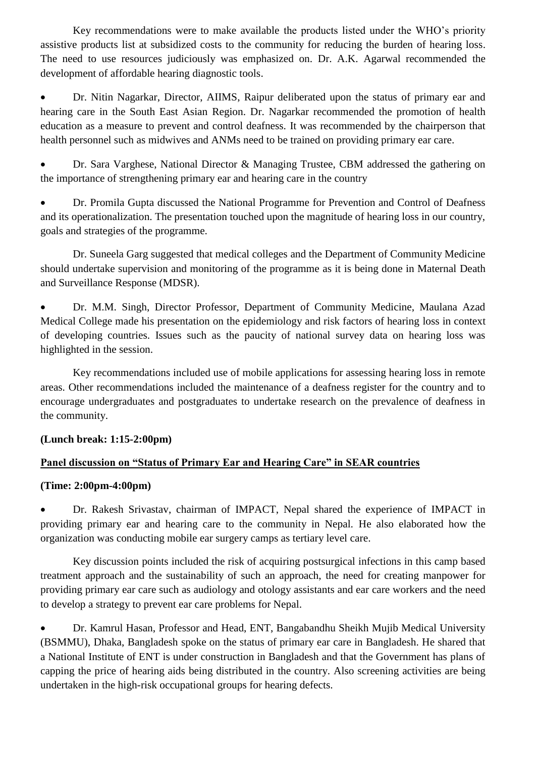Key recommendations were to make available the products listed under the WHO's priority assistive products list at subsidized costs to the community for reducing the burden of hearing loss. The need to use resources judiciously was emphasized on. Dr. A.K. Agarwal recommended the development of affordable hearing diagnostic tools.

- Dr. Nitin Nagarkar, Director, AIIMS, Raipur deliberated upon the status of primary ear and hearing care in the South East Asian Region. Dr. Nagarkar recommended the promotion of health education as a measure to prevent and control deafness. It was recommended by the chairperson that health personnel such as midwives and ANMs need to be trained on providing primary ear care.

- Dr. Sara Varghese, National Director & Managing Trustee, CBM addressed the gathering on the importance of strengthening primary ear and hearing care in the country

- Dr. Promila Gupta discussed the National Programme for Prevention and Control of Deafness and its operationalization. The presentation touched upon the magnitude of hearing loss in our country, goals and strategies of the programme.

Dr. Suneela Garg suggested that medical colleges and the Department of Community Medicine should undertake supervision and monitoring of the programme as it is being done in Maternal Death and Surveillance Response (MDSR).

- Dr. M.M. Singh, Director Professor, Department of Community Medicine, Maulana Azad Medical College made his presentation on the epidemiology and risk factors of hearing loss in context of developing countries. Issues such as the paucity of national survey data on hearing loss was highlighted in the session.

Key recommendations included use of mobile applications for assessing hearing loss in remote areas. Other recommendations included the maintenance of a deafness register for the country and to encourage undergraduates and postgraduates to undertake research on the prevalence of deafness in the community.

**(Lunch break: 1:15-2:00pm)**

**Panel discussion on "Status of Primary Ear and Hearing Care" in SEAR countries**

**(Time: 2:00pm-4:00pm)**

- Dr. Rakesh Srivastav, chairman of IMPACT, Nepal shared the experience of IMPACT in providing primary ear and hearing care to the community in Nepal. He also elaborated how the organization was conducting mobile ear surgery camps as tertiary level care.

Key discussion points included the risk of acquiring postsurgical infections in this camp based treatment approach and the sustainability of such an approach, the need for creating manpower for providing primary ear care such as audiology and otology assistants and ear care workers and the need to develop a strategy to prevent ear care problems for Nepal.

- Dr. Kamrul Hasan, Professor and Head, ENT, Bangabandhu Sheikh Mujib Medical University (BSMMU), Dhaka, Bangladesh spoke on the status of primary ear care in Bangladesh. He shared that a National Institute of ENT is under construction in Bangladesh and that the Government has plans of capping the price of hearing aids being distributed in the country. Also screening activities are being undertaken in the high-risk occupational groups for hearing defects.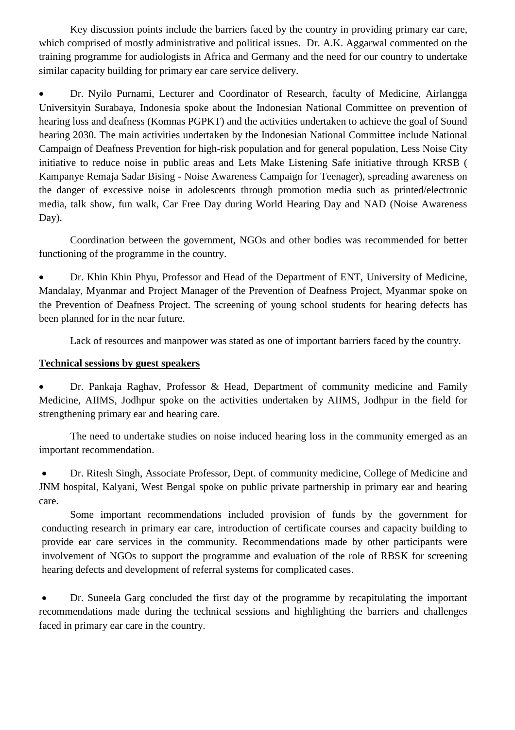Key discussion points include the barriers faced by the country in providing primary ear care, which comprised of mostly administrative and political issues. Dr. A.K. Aggarwal commented on the training programme for audiologists in Africa and Germany and the need for our country to undertake similar capacity building for primary ear care service delivery.

- Dr. Nyilo Purnami, Lecturer and Coordinator of Research, faculty of Medicine, Airlangga Universityin Surabaya, Indonesia spoke about the Indonesian National Committee on prevention of hearing loss and deafness (Komnas PGPKT) and the activities undertaken to achieve the goal of Sound hearing 2030. The main activities undertaken by the Indonesian National Committee include National Campaign of Deafness Prevention for high-risk population and for general population, Less Noise City initiative to reduce noise in public areas and Lets Make Listening Safe initiative through KRSB ( Kampanye Remaja Sadar Bising - Noise Awareness Campaign for Teenager), spreading awareness on the danger of excessive noise in adolescents through promotion media such as printed/electronic media, talk show, fun walk, Car Free Day during World Hearing Day and NAD (Noise Awareness Day).

Coordination between the government, NGOs and other bodies was recommended for better functioning of the programme in the country.

- Dr. Khin Khin Phyu, Professor and Head of the Department of ENT, University of Medicine, Mandalay, Myanmar and Project Manager of the Prevention of Deafness Project, Myanmar spoke on the Prevention of Deafness Project. The screening of young school students for hearing defects has been planned for in the near future.

Lack of resources and manpower was stated as one of important barriers faced by the country.

**Technical sessions by guest speakers**

- Dr. Pankaja Raghav, Professor & Head, Department of community medicine and Family Medicine, AIIMS, Jodhpur spoke on the activities undertaken by AIIMS, Jodhpur in the field for strengthening primary ear and hearing care.

The need to undertake studies on noise induced hearing loss in the community emerged as an important recommendation.

- Dr. Ritesh Singh, Associate Professor, Dept. of community medicine, College of Medicine and JNM hospital, Kalyani, West Bengal spoke on public private partnership in primary ear and hearing care.

Some important recommendations included provision of funds by the government for conducting research in primary ear care, introduction of certificate courses and capacity building to provide ear care services in the community. Recommendations made by other participants were involvement of NGOs to support the programme and evaluation of the role of RBSK for screening hearing defects and development of referral systems for complicated cases.

- Dr. Suneela Garg concluded the first day of the programme by recapitulating the important recommendations made during the technical sessions and highlighting the barriers and challenges faced in primary ear care in the country.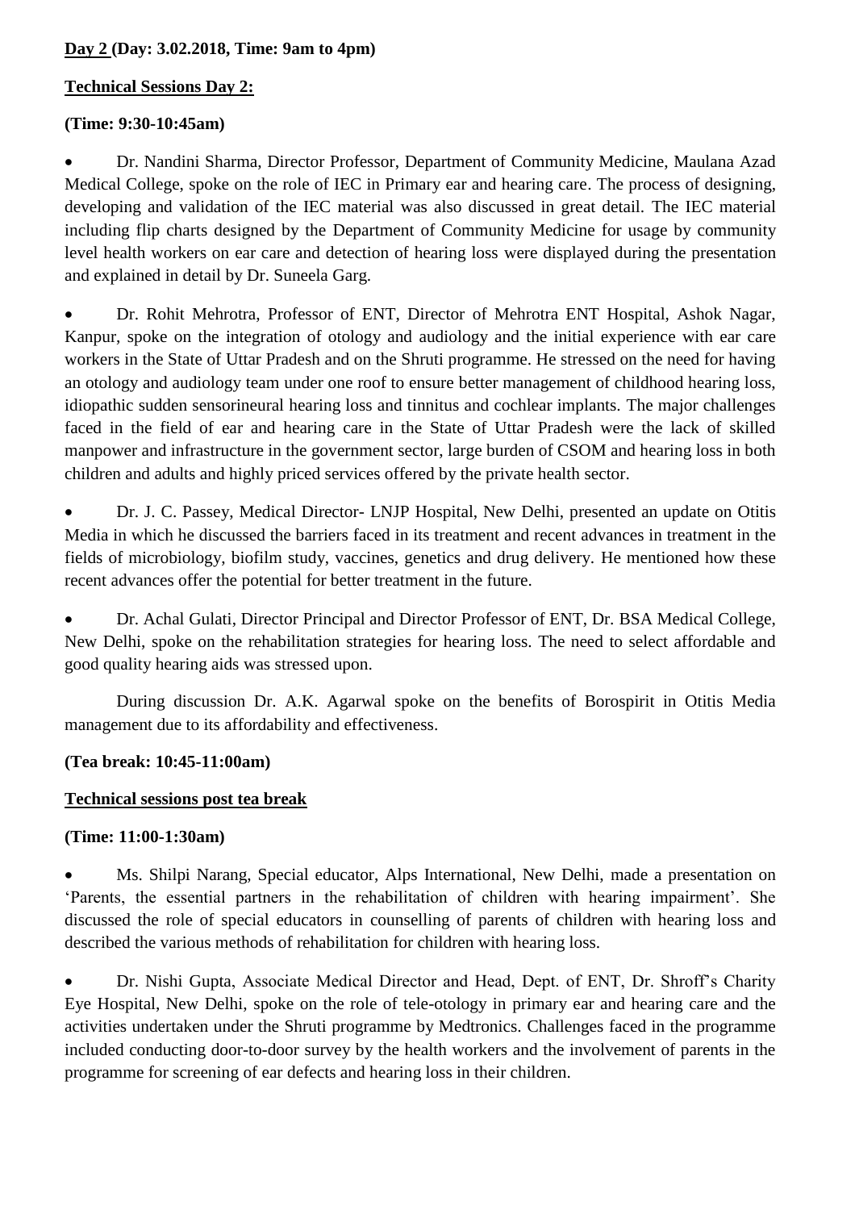**Day 2 (Day: 3.02.2018, Time: 9am to 4pm)**

**Technical Sessions Day 2:**

**(Time: 9:30-10:45am)**

- Dr. Nandini Sharma, Director Professor, Department of Community Medicine, Maulana Azad Medical College, spoke on the role of IEC in Primary ear and hearing care. The process of designing, developing and validation of the IEC material was also discussed in great detail. The IEC material including flip charts designed by the Department of Community Medicine for usage by community level health workers on ear care and detection of hearing loss were displayed during the presentation and explained in detail by Dr. Suneela Garg.

- Dr. Rohit Mehrotra, Professor of ENT, Director of Mehrotra ENT Hospital, Ashok Nagar, Kanpur, spoke on the integration of otology and audiology and the initial experience with ear care workers in the State of Uttar Pradesh and on the Shruti programme. He stressed on the need for having an otology and audiology team under one roof to ensure better management of childhood hearing loss, idiopathic sudden sensorineural hearing loss and tinnitus and cochlear implants. The major challenges faced in the field of ear and hearing care in the State of Uttar Pradesh were the lack of skilled manpower and infrastructure in the government sector, large burden of CSOM and hearing loss in both children and adults and highly priced services offered by the private health sector.

- Dr. J. C. Passey, Medical Director- LNJP Hospital, New Delhi, presented an update on Otitis Media in which he discussed the barriers faced in its treatment and recent advances in treatment in the fields of microbiology, biofilm study, vaccines, genetics and drug delivery. He mentioned how these recent advances offer the potential for better treatment in the future.

- Dr. Achal Gulati, Director Principal and Director Professor of ENT, Dr. BSA Medical College, New Delhi, spoke on the rehabilitation strategies for hearing loss. The need to select affordable and good quality hearing aids was stressed upon.

During discussion Dr. A.K. Agarwal spoke on the benefits of Borospirit in Otitis Media management due to its affordability and effectiveness.

**(Tea break: 10:45-11:00am)**

**Technical sessions post tea break**

**(Time: 11:00-1:30am)**

- Ms. Shilpi Narang, Special educator, Alps International, New Delhi, made a presentation on 'Parents, the essential partners in the rehabilitation of children with hearing impairment'. She discussed the role of special educators in counselling of parents of children with hearing loss and described the various methods of rehabilitation for children with hearing loss.

- Dr. Nishi Gupta, Associate Medical Director and Head, Dept. of ENT, Dr. Shroff's Charity Eye Hospital, New Delhi, spoke on the role of tele-otology in primary ear and hearing care and the activities undertaken under the Shruti programme by Medtronics. Challenges faced in the programme included conducting door-to-door survey by the health workers and the involvement of parents in the programme for screening of ear defects and hearing loss in their children.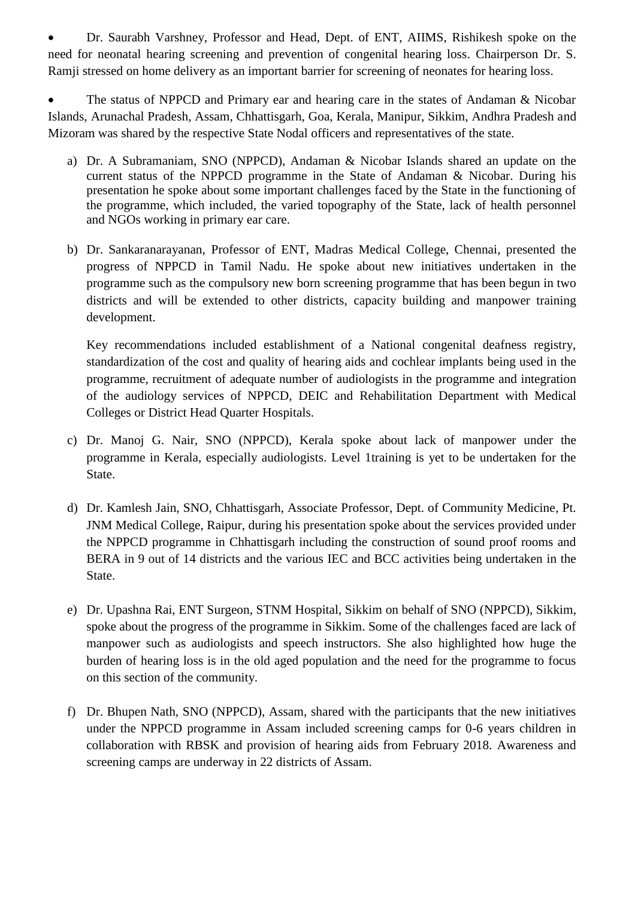- Dr. Saurabh Varshney, Professor and Head, Dept. of ENT, AIIMS, Rishikesh spoke on the need for neonatal hearing screening and prevention of congenital hearing loss. Chairperson Dr. S. Ramji stressed on home delivery as an important barrier for screening of neonates for hearing loss.

- The status of NPPCD and Primary ear and hearing care in the states of Andaman & Nicobar Islands, Arunachal Pradesh, Assam, Chhattisgarh, Goa, Kerala, Manipur, Sikkim, Andhra Pradesh and Mizoram was shared by the respective State Nodal officers and representatives of the state.

a) Dr. A Subramaniam, SNO (NPPCD), Andaman & Nicobar Islands shared an update on the current status of the NPPCD programme in the State of Andaman & Nicobar. During his presentation he spoke about some important challenges faced by the State in the functioning of the programme, which included, the varied topography of the State, lack of health personnel and NGOs working in primary ear care.

b) Dr. Sankaranarayanan, Professor of ENT, Madras Medical College, Chennai, presented the progress of NPPCD in Tamil Nadu. He spoke about new initiatives undertaken in the programme such as the compulsory new born screening programme that has been begun in two districts and will be extended to other districts, capacity building and manpower training development.

   Key recommendations included establishment of a National congenital deafness registry, standardization of the cost and quality of hearing aids and cochlear implants being used in the programme, recruitment of adequate number of audiologists in the programme and integration of the audiology services of NPPCD, DEIC and Rehabilitation Department with Medical Colleges or District Head Quarter Hospitals.

c) Dr. Manoj G. Nair, SNO (NPPCD), Kerala spoke about lack of manpower under the programme in Kerala, especially audiologists. Level 1training is yet to be undertaken for the State.

d) Dr. Kamlesh Jain, SNO, Chhattisgarh, Associate Professor, Dept. of Community Medicine, Pt. JNM Medical College, Raipur, during his presentation spoke about the services provided under the NPPCD programme in Chhattisgarh including the construction of sound proof rooms and BERA in 9 out of 14 districts and the various IEC and BCC activities being undertaken in the State.

e) Dr. Upashna Rai, ENT Surgeon, STNM Hospital, Sikkim on behalf of SNO (NPPCD), Sikkim, spoke about the progress of the programme in Sikkim. Some of the challenges faced are lack of manpower such as audiologists and speech instructors. She also highlighted how huge the burden of hearing loss is in the old aged population and the need for the programme to focus on this section of the community.

f) Dr. Bhupen Nath, SNO (NPPCD), Assam, shared with the participants that the new initiatives under the NPPCD programme in Assam included screening camps for 0-6 years children in collaboration with RBSK and provision of hearing aids from February 2018. Awareness and screening camps are underway in 22 districts of Assam.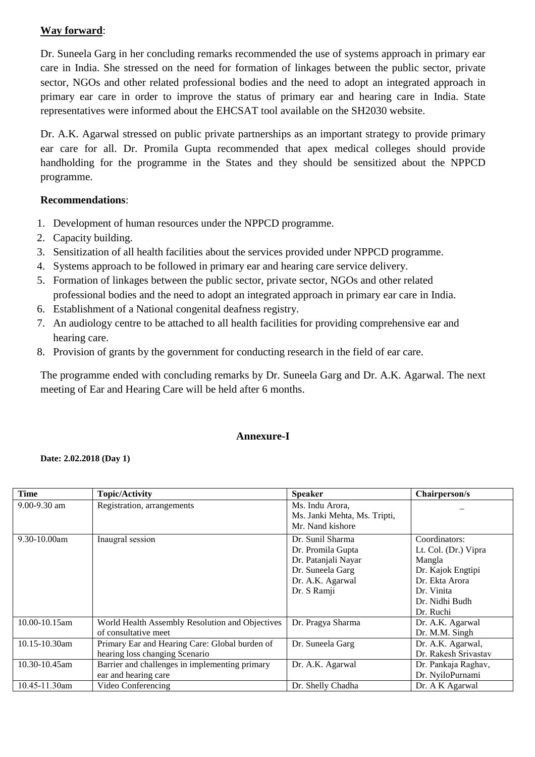**Way forward**:

Dr. Suneela Garg in her concluding remarks recommended the use of systems approach in primary ear care in India. She stressed on the need for formation of linkages between the public sector, private sector, NGOs and other related professional bodies and the need to adopt an integrated approach in primary ear care in order to improve the status of primary ear and hearing care in India. State representatives were informed about the EHCSAT tool available on the SH2030 website.

Dr. A.K. Agarwal stressed on public private partnerships as an important strategy to provide primary ear care for all. Dr. Promila Gupta recommended that apex medical colleges should provide handholding for the programme in the States and they should be sensitized about the NPPCD programme.

**Recommendations**:

1. Development of human resources under the NPPCD programme.
2. Capacity building.
3. Sensitization of all health facilities about the services provided under NPPCD programme.
4. Systems approach to be followed in primary ear and hearing care service delivery.
5. Formation of linkages between the public sector, private sector, NGOs and other related professional bodies and the need to adopt an integrated approach in primary ear care in India.
6. Establishment of a National congenital deafness registry.
7. An audiology centre to be attached to all health facilities for providing comprehensive ear and hearing care.
8. Provision of grants by the government for conducting research in the field of ear care.

The programme ended with concluding remarks by Dr. Suneela Garg and Dr. A.K. Agarwal. The next meeting of Ear and Hearing Care will be held after 6 months.

## Annexure-I

**Date: 2.02.2018 (Day 1)**

| Time | Topic/Activity | Speaker | Chairperson/s |
|---|---|---|---|
| 9.00-9.30 am | Registration, arrangements | Ms. Indu Arora, Ms. Janki Mehta, Ms. Tripti, Mr. Nand kishore | – |
| 9.30-10.00am | Inaugral session | Dr. Sunil Sharma<br>Dr. Promila Gupta<br>Dr. Patanjali Nayar<br>Dr. Suneela Garg<br>Dr. A.K. Agarwal<br>Dr. S Ramji | Coordinators:<br>Lt. Col. (Dr.) Vipra Mangla<br>Dr. Kajok Engtipi<br>Dr. Ekta Arora<br>Dr. Vinita<br>Dr. Nidhi Budh<br>Dr. Ruchi |
| 10.00-10.15am | World Health Assembly Resolution and Objectives of consultative meet | Dr. Pragya Sharma | Dr. A.K. Agarwal<br>Dr. M.M. Singh |
| 10.15-10.30am | Primary Ear and Hearing Care: Global burden of hearing loss changing Scenario | Dr. Suneela Garg | Dr. A.K. Agarwal,<br>Dr. Rakesh Srivastav |
| 10.30-10.45am | Barrier and challenges in implementing primary ear and hearing care | Dr. A.K. Agarwal | Dr. Pankaja Raghav,<br>Dr. NyiloPurnami |
| 10.45-11.30am | Video Conferencing | Dr. Shelly Chadha | Dr. A K Agarwal |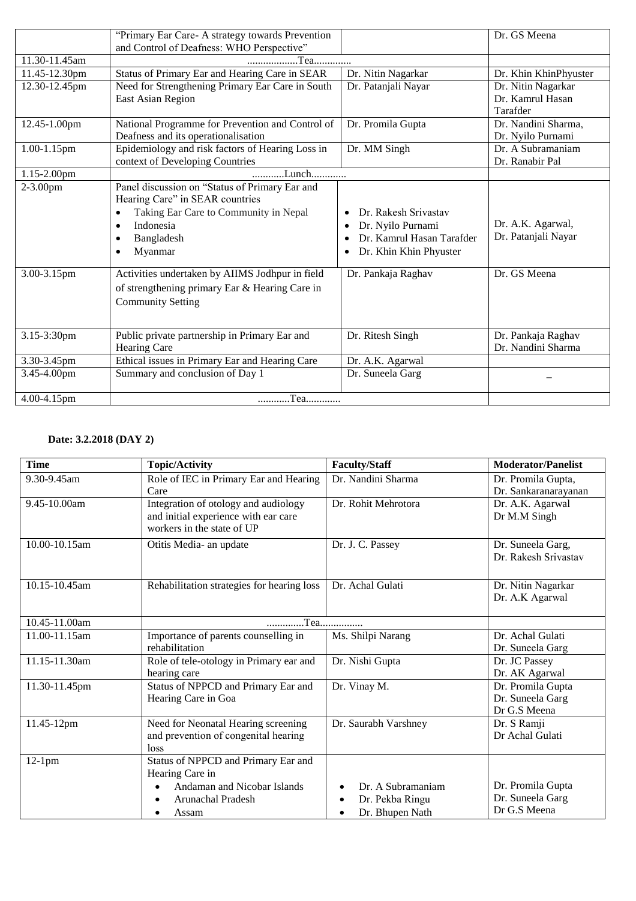| | "Primary Ear Care- A strategy towards Prevention and Control of Deafness: WHO Perspective" | | Dr. GS Meena |
|---|---|---|---|
| 11.30-11.45am | ..................Tea............. | | |
| 11.45-12.30pm | Status of Primary Ear and Hearing Care in SEAR | Dr. Nitin Nagarkar | Dr. Khin KhinPhyuster |
| 12.30-12.45pm | Need for Strengthening Primary Ear Care in South East Asian Region | Dr. Patanjali Nayar | Dr. Nitin Nagarkar<br>Dr. Kamrul Hasan Tarafder |
| 12.45-1.00pm | National Programme for Prevention and Control of Deafness and its operationalisation | Dr. Promila Gupta | Dr. Nandini Sharma,<br>Dr. Nyilo Purnami |
| 1.00-1.15pm | Epidemiology and risk factors of Hearing Loss in context of Developing Countries | Dr. MM Singh | Dr. A Subramaniam<br>Dr. Ranabir Pal |
| 1.15-2.00pm | ...........Lunch............ | | |
| 2-3.00pm | Panel discussion on "Status of Primary Ear and Hearing Care" in SEAR countries<br>• Taking Ear Care to Community in Nepal<br>• Indonesia<br>• Bangladesh<br>• Myanmar | • Dr. Rakesh Srivastav<br>• Dr. Nyilo Purnami<br>• Dr. Kamrul Hasan Tarafder<br>• Dr. Khin Khin Phyuster | Dr. A.K. Agarwal,<br>Dr. Patanjali Nayar |
| 3.00-3.15pm | Activities undertaken by AIIMS Jodhpur in field of strengthening primary Ear & Hearing Care in Community Setting | Dr. Pankaja Raghav | Dr. GS Meena |
| 3.15-3:30pm | Public private partnership in Primary Ear and Hearing Care | Dr. Ritesh Singh | Dr. Pankaja Raghav<br>Dr. Nandini Sharma |
| 3.30-3.45pm | Ethical issues in Primary Ear and Hearing Care | Dr. A.K. Agarwal | |
| 3.45-4.00pm | Summary and conclusion of Day 1 | Dr. Suneela Garg | – |
| 4.00-4.15pm | ...........Tea............ | | |

**Date: 3.2.2018 (DAY 2)**

| Time | Topic/Activity | Faculty/Staff | Moderator/Panelist |
|---|---|---|---|
| 9.30-9.45am | Role of IEC in Primary Ear and Hearing Care | Dr. Nandini Sharma | Dr. Promila Gupta,<br>Dr. Sankaranarayanan |
| 9.45-10.00am | Integration of otology and audiology and initial experience with ear care workers in the state of UP | Dr. Rohit Mehrotora | Dr. A.K. Agarwal<br>Dr M.M Singh |
| 10.00-10.15am | Otitis Media- an update | Dr. J. C. Passey | Dr. Suneela Garg,<br>Dr. Rakesh Srivastav |
| 10.15-10.45am | Rehabilitation strategies for hearing loss | Dr. Achal Gulati | Dr. Nitin Nagarkar<br>Dr. A.K Agarwal |
| 10.45-11.00am | .............Tea............... | | |
| 11.00-11.15am | Importance of parents counselling in rehabilitation | Ms. Shilpi Narang | Dr. Achal Gulati<br>Dr. Suneela Garg |
| 11.15-11.30am | Role of tele-otology in Primary ear and hearing care | Dr. Nishi Gupta | Dr. JC Passey<br>Dr. AK Agarwal |
| 11.30-11.45pm | Status of NPPCD and Primary Ear and Hearing Care in Goa | Dr. Vinay M. | Dr. Promila Gupta<br>Dr. Suneela Garg<br>Dr G.S Meena |
| 11.45-12pm | Need for Neonatal Hearing screening and prevention of congenital hearing loss | Dr. Saurabh Varshney | Dr. S Ramji<br>Dr Achal Gulati |
| 12-1pm | Status of NPPCD and Primary Ear and Hearing Care in<br>• Andaman and Nicobar Islands<br>• Arunachal Pradesh<br>• Assam | • Dr. A Subramaniam<br>• Dr. Pekba Ringu<br>• Dr. Bhupen Nath | Dr. Promila Gupta<br>Dr. Suneela Garg<br>Dr G.S Meena |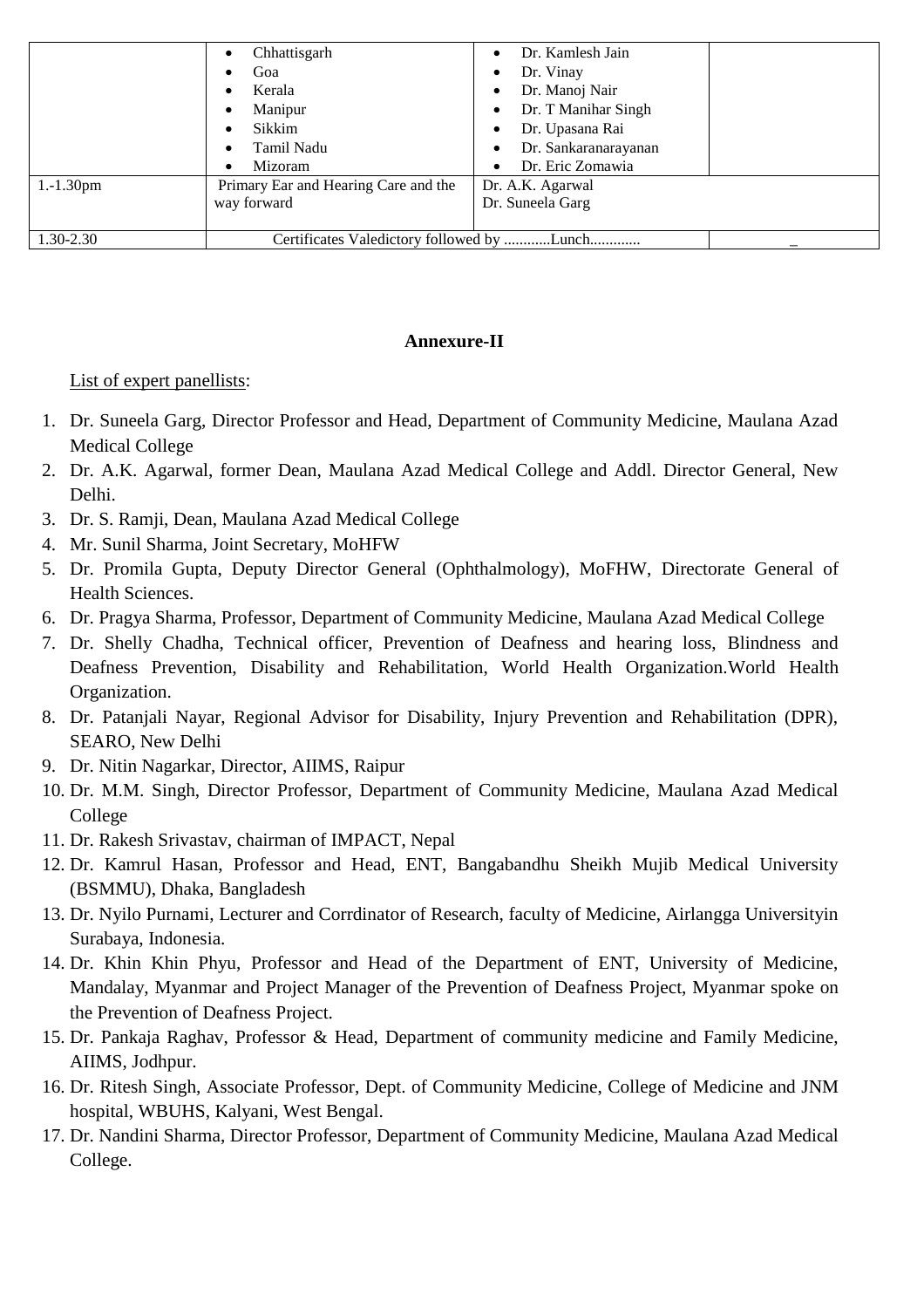| | | | |
|---|---|---|---|
| | • Chhattisgarh<br>• Goa<br>• Kerala<br>• Manipur<br>• Sikkim<br>• Tamil Nadu<br>• Mizoram | • Dr. Kamlesh Jain<br>• Dr. Vinay<br>• Dr. Manoj Nair<br>• Dr. T Manihar Singh<br>• Dr. Upasana Rai<br>• Dr. Sankaranarayanan<br>• Dr. Eric Zomawia | |
| 1.-1.30pm | Primary Ear and Hearing Care and the way forward | Dr. A.K. Agarwal<br>Dr. Suneela Garg | |
| 1.30-2.30 | Certificates Valedictory followed by ............Lunch............. | | _ |

**Annexure-II**

List of expert panellists:

1. Dr. Suneela Garg, Director Professor and Head, Department of Community Medicine, Maulana Azad Medical College
2. Dr. A.K. Agarwal, former Dean, Maulana Azad Medical College and Addl. Director General, New Delhi.
3. Dr. S. Ramji, Dean, Maulana Azad Medical College
4. Mr. Sunil Sharma, Joint Secretary, MoHFW
5. Dr. Promila Gupta, Deputy Director General (Ophthalmology), MoFHW, Directorate General of Health Sciences.
6. Dr. Pragya Sharma, Professor, Department of Community Medicine, Maulana Azad Medical College
7. Dr. Shelly Chadha, Technical officer, Prevention of Deafness and hearing loss, Blindness and Deafness Prevention, Disability and Rehabilitation, World Health Organization.World Health Organization.
8. Dr. Patanjali Nayar, Regional Advisor for Disability, Injury Prevention and Rehabilitation (DPR), SEARO, New Delhi
9. Dr. Nitin Nagarkar, Director, AIIMS, Raipur
10. Dr. M.M. Singh, Director Professor, Department of Community Medicine, Maulana Azad Medical College
11. Dr. Rakesh Srivastav, chairman of IMPACT, Nepal
12. Dr. Kamrul Hasan, Professor and Head, ENT, Bangabandhu Sheikh Mujib Medical University (BSMMU), Dhaka, Bangladesh
13. Dr. Nyilo Purnami, Lecturer and Corrdinator of Research, faculty of Medicine, Airlangga Universityin Surabaya, Indonesia.
14. Dr. Khin Khin Phyu, Professor and Head of the Department of ENT, University of Medicine, Mandalay, Myanmar and Project Manager of the Prevention of Deafness Project, Myanmar spoke on the Prevention of Deafness Project.
15. Dr. Pankaja Raghav, Professor & Head, Department of community medicine and Family Medicine, AIIMS, Jodhpur.
16. Dr. Ritesh Singh, Associate Professor, Dept. of Community Medicine, College of Medicine and JNM hospital, WBUHS, Kalyani, West Bengal.
17. Dr. Nandini Sharma, Director Professor, Department of Community Medicine, Maulana Azad Medical College.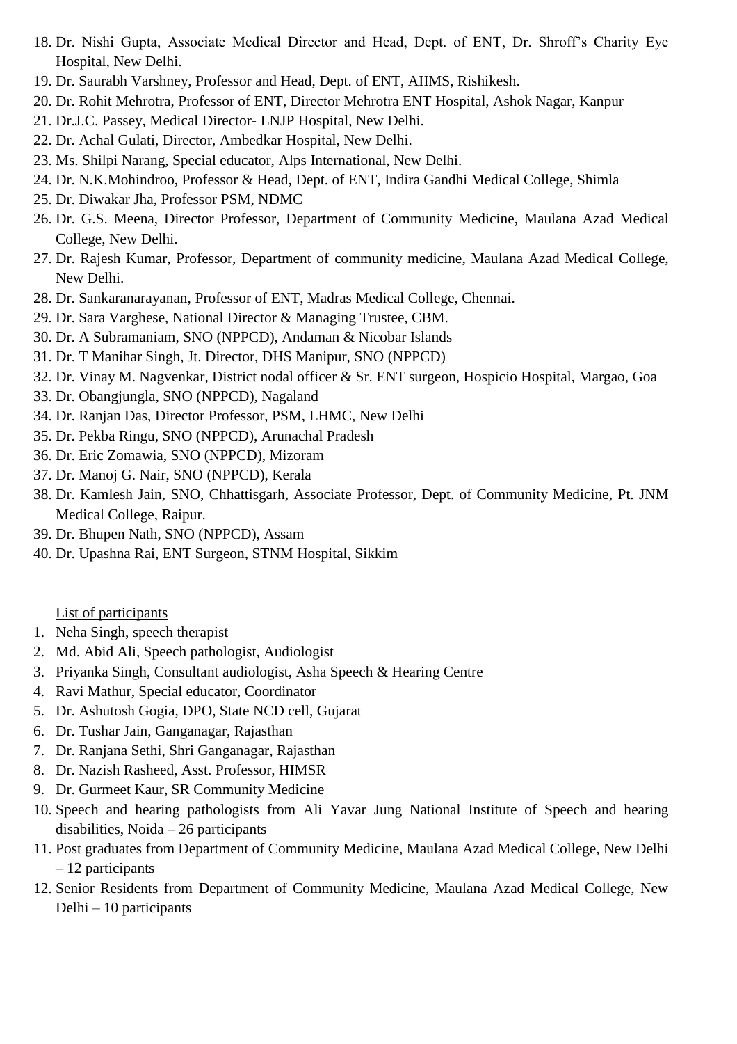18. Dr. Nishi Gupta, Associate Medical Director and Head, Dept. of ENT, Dr. Shroff's Charity Eye Hospital, New Delhi.
19. Dr. Saurabh Varshney, Professor and Head, Dept. of ENT, AIIMS, Rishikesh.
20. Dr. Rohit Mehrotra, Professor of ENT, Director Mehrotra ENT Hospital, Ashok Nagar, Kanpur
21. Dr.J.C. Passey, Medical Director- LNJP Hospital, New Delhi.
22. Dr. Achal Gulati, Director, Ambedkar Hospital, New Delhi.
23. Ms. Shilpi Narang, Special educator, Alps International, New Delhi.
24. Dr. N.K.Mohindroo, Professor & Head, Dept. of ENT, Indira Gandhi Medical College, Shimla
25. Dr. Diwakar Jha, Professor PSM, NDMC
26. Dr. G.S. Meena, Director Professor, Department of Community Medicine, Maulana Azad Medical College, New Delhi.
27. Dr. Rajesh Kumar, Professor, Department of community medicine, Maulana Azad Medical College, New Delhi.
28. Dr. Sankaranarayanan, Professor of ENT, Madras Medical College, Chennai.
29. Dr. Sara Varghese, National Director & Managing Trustee, CBM.
30. Dr. A Subramaniam, SNO (NPPCD), Andaman & Nicobar Islands
31. Dr. T Manihar Singh, Jt. Director, DHS Manipur, SNO (NPPCD)
32. Dr. Vinay M. Nagvenkar, District nodal officer & Sr. ENT surgeon, Hospicio Hospital, Margao, Goa
33. Dr. Obangjungla, SNO (NPPCD), Nagaland
34. Dr. Ranjan Das, Director Professor, PSM, LHMC, New Delhi
35. Dr. Pekba Ringu, SNO (NPPCD), Arunachal Pradesh
36. Dr. Eric Zomawia, SNO (NPPCD), Mizoram
37. Dr. Manoj G. Nair, SNO (NPPCD), Kerala
38. Dr. Kamlesh Jain, SNO, Chhattisgarh, Associate Professor, Dept. of Community Medicine, Pt. JNM Medical College, Raipur.
39. Dr. Bhupen Nath, SNO (NPPCD), Assam
40. Dr. Upashna Rai, ENT Surgeon, STNM Hospital, Sikkim

List of participants

1. Neha Singh, speech therapist
2. Md. Abid Ali, Speech pathologist, Audiologist
3. Priyanka Singh, Consultant audiologist, Asha Speech & Hearing Centre
4. Ravi Mathur, Special educator, Coordinator
5. Dr. Ashutosh Gogia, DPO, State NCD cell, Gujarat
6. Dr. Tushar Jain, Ganganagar, Rajasthan
7. Dr. Ranjana Sethi, Shri Ganganagar, Rajasthan
8. Dr. Nazish Rasheed, Asst. Professor, HIMSR
9. Dr. Gurmeet Kaur, SR Community Medicine
10. Speech and hearing pathologists from Ali Yavar Jung National Institute of Speech and hearing disabilities, Noida – 26 participants
11. Post graduates from Department of Community Medicine, Maulana Azad Medical College, New Delhi – 12 participants
12. Senior Residents from Department of Community Medicine, Maulana Azad Medical College, New Delhi – 10 participants